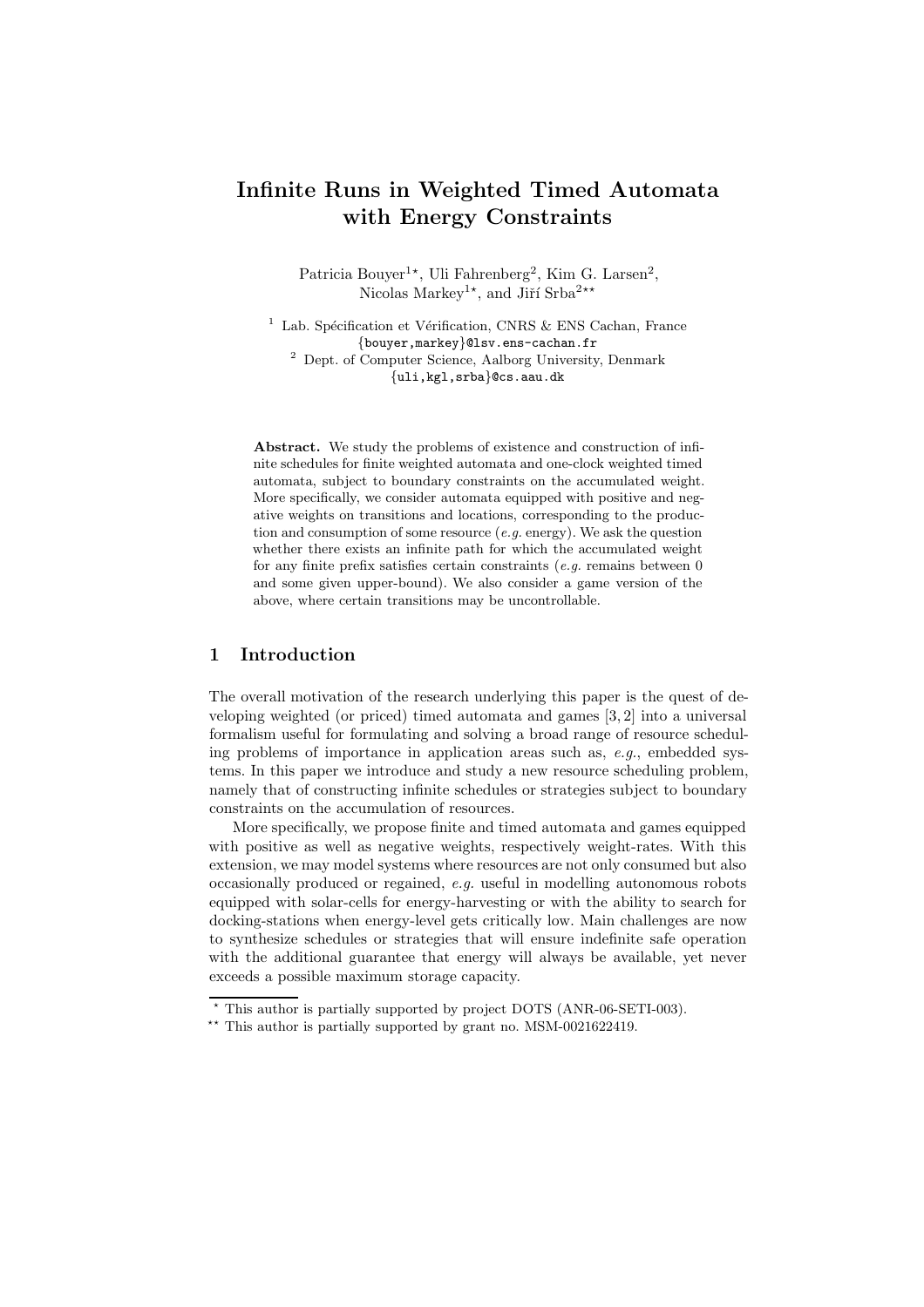# Infinite Runs in Weighted Timed Automata with Energy Constraints

Patricia Bouyer[1⋆], Uli Fahrenberg[2], Kim G. Larsen[2], Nicolas Markey[1⋆], and Jiří Srba[2⋆⋆]

[1] Lab. Spécification et Vérification, CNRS & ENS Cachan, France
{bouyer,markey}@lsv.ens-cachan.fr
[2] Dept. of Computer Science, Aalborg University, Denmark
{uli,kgl,srba}@cs.aau.dk

**Abstract.** We study the problems of existence and construction of infinite schedules for finite weighted automata and one-clock weighted timed automata, subject to boundary constraints on the accumulated weight. More specifically, we consider automata equipped with positive and negative weights on transitions and locations, corresponding to the production and consumption of some resource (*e.g.* energy). We ask the question whether there exists an infinite path for which the accumulated weight for any finite prefix satisfies certain constraints (*e.g.* remains between 0 and some given upper-bound). We also consider a game version of the above, where certain transitions may be uncontrollable.

## 1 Introduction

The overall motivation of the research underlying this paper is the quest of developing weighted (or priced) timed automata and games [3, 2] into a universal formalism useful for formulating and solving a broad range of resource scheduling problems of importance in application areas such as, *e.g.*, embedded systems. In this paper we introduce and study a new resource scheduling problem, namely that of constructing infinite schedules or strategies subject to boundary constraints on the accumulation of resources.

More specifically, we propose finite and timed automata and games equipped with positive as well as negative weights, respectively weight-rates. With this extension, we may model systems where resources are not only consumed but also occasionally produced or regained, *e.g.* useful in modelling autonomous robots equipped with solar-cells for energy-harvesting or with the ability to search for docking-stations when energy-level gets critically low. Main challenges are now to synthesize schedules or strategies that will ensure indefinite safe operation with the additional guarantee that energy will always be available, yet never exceeds a possible maximum storage capacity.

⋆ This author is partially supported by project DOTS (ANR-06-SETI-003).
⋆⋆ This author is partially supported by grant no. MSM-0021622419.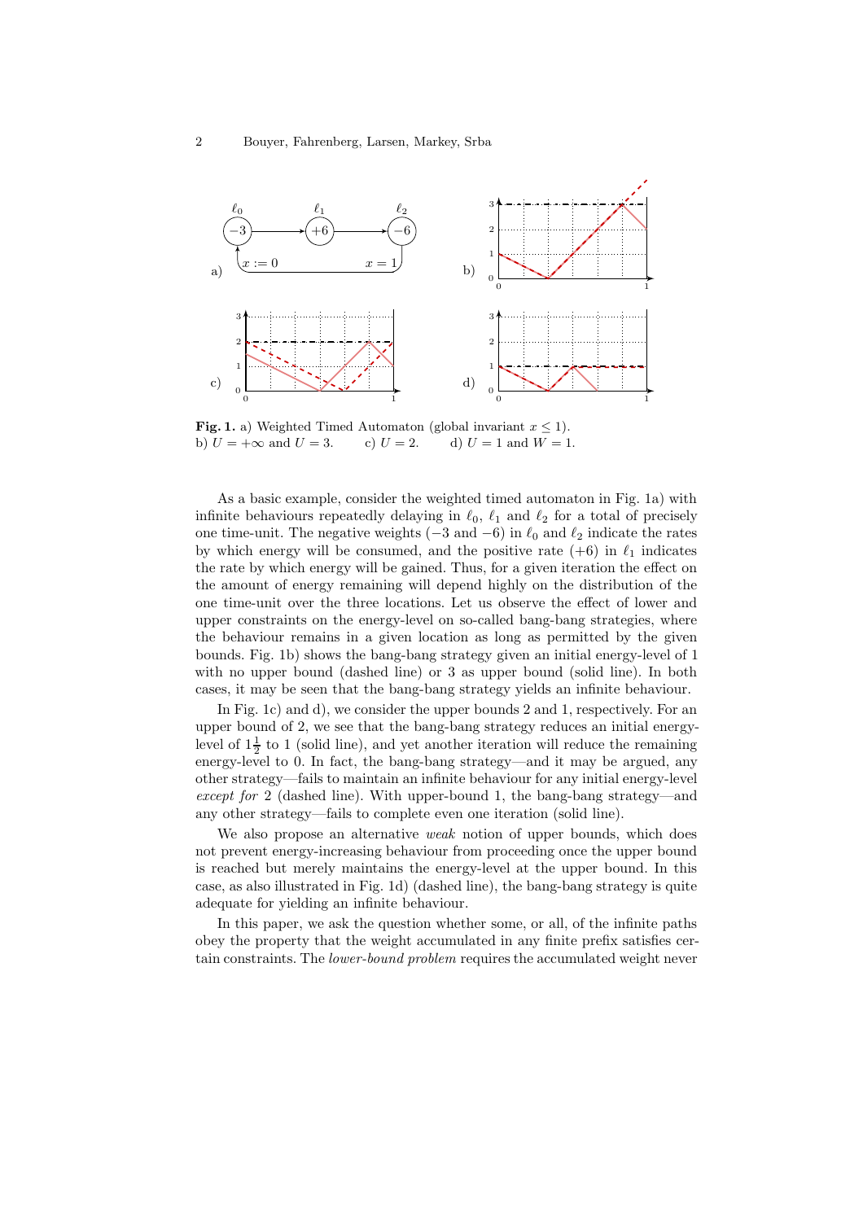**Fig. 1.** a) Weighted Timed Automaton (global invariant $x \le 1$).
b) $U = +\infty$ and $U = 3$. c) $U = 2$. d) $U = 1$ and $W = 1$.

As a basic example, consider the weighted timed automaton in Fig. 1a) with infinite behaviours repeatedly delaying in $\ell_0$, $\ell_1$ and $\ell_2$ for a total of precisely one time-unit. The negative weights ($-3$ and $-6$) in $\ell_0$ and $\ell_2$ indicate the rates by which energy will be consumed, and the positive rate ($+6$) in $\ell_1$ indicates the rate by which energy will be gained. Thus, for a given iteration the effect on the amount of energy remaining will depend highly on the distribution of the one time-unit over the three locations. Let us observe the effect of lower and upper constraints on the energy-level on so-called bang-bang strategies, where the behaviour remains in a given location as long as permitted by the given bounds. Fig. 1b) shows the bang-bang strategy given an initial energy-level of 1 with no upper bound (dashed line) or 3 as upper bound (solid line). In both cases, it may be seen that the bang-bang strategy yields an infinite behaviour.

In Fig. 1c) and d), we consider the upper bounds 2 and 1, respectively. For an upper bound of 2, we see that the bang-bang strategy reduces an initial energy-level of $1\frac{1}{2}$ to 1 (solid line), and yet another iteration will reduce the remaining energy-level to 0. In fact, the bang-bang strategy—and it may be argued, any other strategy—fails to maintain an infinite behaviour for any initial energy-level *except for* 2 (dashed line). With upper-bound 1, the bang-bang strategy—and any other strategy—fails to complete even one iteration (solid line).

We also propose an alternative *weak* notion of upper bounds, which does not prevent energy-increasing behaviour from proceeding once the upper bound is reached but merely maintains the energy-level at the upper bound. In this case, as also illustrated in Fig. 1d) (dashed line), the bang-bang strategy is quite adequate for yielding an infinite behaviour.

In this paper, we ask the question whether some, or all, of the infinite paths obey the property that the weight accumulated in any finite prefix satisfies certain constraints. The *lower-bound problem* requires the accumulated weight never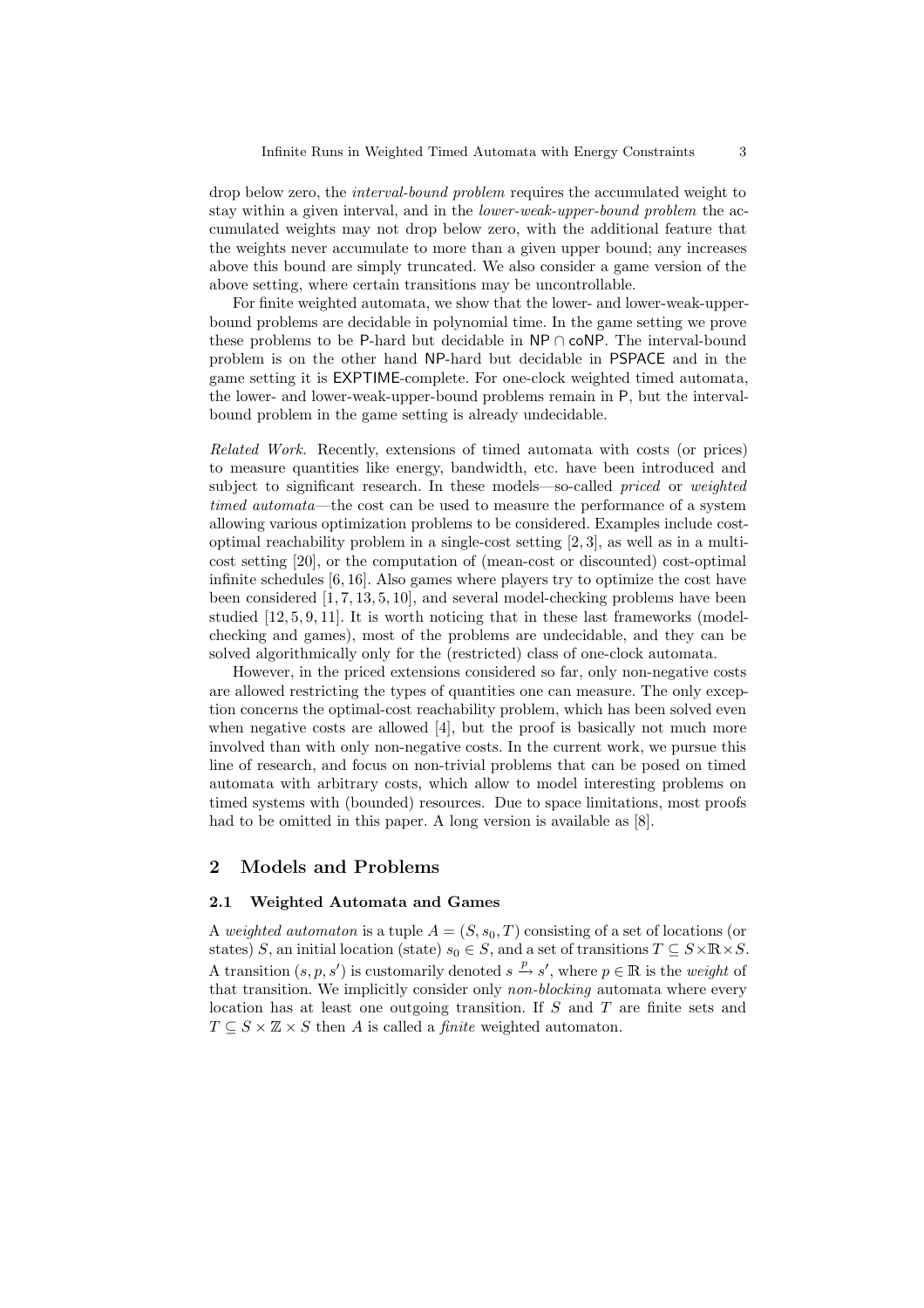drop below zero, the *interval-bound problem* requires the accumulated weight to stay within a given interval, and in the *lower-weak-upper-bound problem* the accumulated weights may not drop below zero, with the additional feature that the weights never accumulate to more than a given upper bound; any increases above this bound are simply truncated. We also consider a game version of the above setting, where certain transitions may be uncontrollable.

For finite weighted automata, we show that the lower- and lower-weak-upper-bound problems are decidable in polynomial time. In the game setting we prove these problems to be P-hard but decidable in NP ∩ coNP. The interval-bound problem is on the other hand NP-hard but decidable in PSPACE and in the game setting it is EXPTIME-complete. For one-clock weighted timed automata, the lower- and lower-weak-upper-bound problems remain in P, but the interval-bound problem in the game setting is already undecidable.

*Related Work.* Recently, extensions of timed automata with costs (or prices) to measure quantities like energy, bandwidth, etc. have been introduced and subject to significant research. In these models—so-called *priced* or *weighted timed automata*—the cost can be used to measure the performance of a system allowing various optimization problems to be considered. Examples include cost-optimal reachability problem in a single-cost setting [2, 3], as well as in a multi-cost setting [20], or the computation of (mean-cost or discounted) cost-optimal infinite schedules [6, 16]. Also games where players try to optimize the cost have been considered [1, 7, 13, 5, 10], and several model-checking problems have been studied [12, 5, 9, 11]. It is worth noticing that in these last frameworks (model-checking and games), most of the problems are undecidable, and they can be solved algorithmically only for the (restricted) class of one-clock automata.

However, in the priced extensions considered so far, only non-negative costs are allowed restricting the types of quantities one can measure. The only exception concerns the optimal-cost reachability problem, which has been solved even when negative costs are allowed [4], but the proof is basically not much more involved than with only non-negative costs. In the current work, we pursue this line of research, and focus on non-trivial problems that can be posed on timed automata with arbitrary costs, which allow to model interesting problems on timed systems with (bounded) resources. Due to space limitations, most proofs had to be omitted in this paper. A long version is available as [8].

## 2 Models and Problems

### 2.1 Weighted Automata and Games

A *weighted automaton* is a tuple $A = (S, s_0, T)$ consisting of a set of locations (or states) $S$, an initial location (state) $s_0 \in S$, and a set of transitions $T \subseteq S \times \mathbb{R} \times S$. A transition $(s, p, s')$ is customarily denoted $s \xrightarrow{p} s'$, where $p \in \mathbb{R}$ is the *weight* of that transition. We implicitly consider only *non-blocking* automata where every location has at least one outgoing transition. If $S$ and $T$ are finite sets and $T \subseteq S \times \mathbb{Z} \times S$ then $A$ is called a *finite* weighted automaton.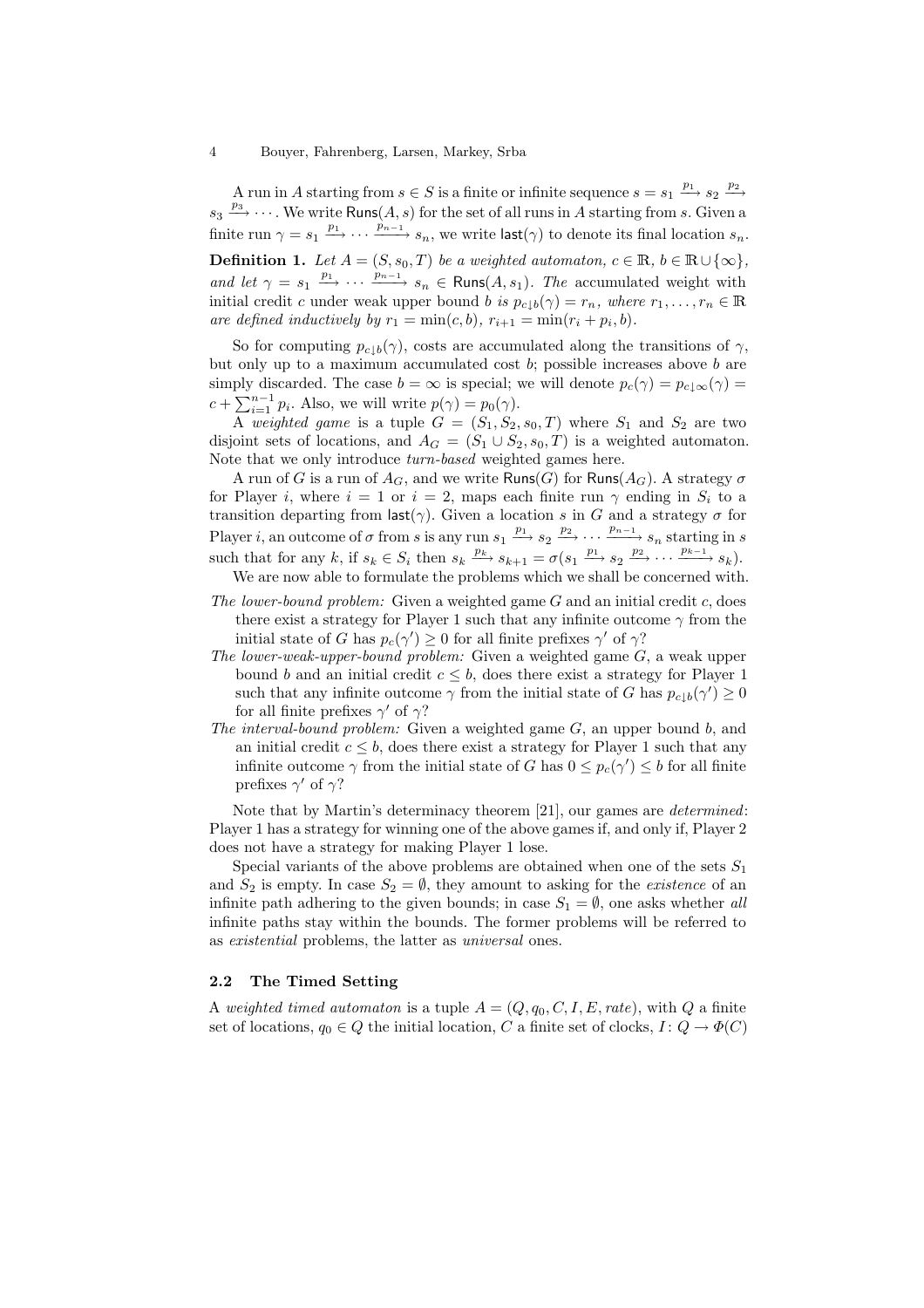A run in $A$ starting from $s \in S$ is a finite or infinite sequence $s = s_1 \xrightarrow{p_1} s_2 \xrightarrow{p_2} s_3 \xrightarrow{p_3} \cdots$. We write $\mathsf{Runs}(A, s)$ for the set of all runs in $A$ starting from $s$. Given a finite run $\gamma = s_1 \xrightarrow{p_1} \cdots \xrightarrow{p_{n-1}} s_n$, we write $\mathsf{last}(\gamma)$ to denote its final location $s_n$.

**Definition 1.** *Let $A = (S, s_0, T)$ be a weighted automaton, $c \in \mathbb{R}$, $b \in \mathbb{R} \cup \{\infty\}$, and let $\gamma = s_1 \xrightarrow{p_1} \cdots \xrightarrow{p_{n-1}} s_n \in \mathsf{Runs}(A, s_1)$. The* accumulated weight with initial credit $c$ under weak upper bound $b$ *is $p_{c\downarrow b}(\gamma) = r_n$, where $r_1, \ldots, r_n \in \mathbb{R}$ are defined inductively by $r_1 = \min(c, b)$, $r_{i+1} = \min(r_i + p_i, b)$.*

So for computing $p_{c\downarrow b}(\gamma)$, costs are accumulated along the transitions of $\gamma$, but only up to a maximum accumulated cost $b$; possible increases above $b$ are simply discarded. The case $b = \infty$ is special; we will denote $p_c(\gamma) = p_{c\downarrow\infty}(\gamma) = c + \sum_{i=1}^{n-1} p_i$. Also, we will write $p(\gamma) = p_0(\gamma)$.

A *weighted game* is a tuple $G = (S_1, S_2, s_0, T)$ where $S_1$ and $S_2$ are two disjoint sets of locations, and $A_G = (S_1 \cup S_2, s_0, T)$ is a weighted automaton. Note that we only introduce *turn-based* weighted games here.

A run of $G$ is a run of $A_G$, and we write $\mathsf{Runs}(G)$ for $\mathsf{Runs}(A_G)$. A strategy $\sigma$ for Player $i$, where $i = 1$ or $i = 2$, maps each finite run $\gamma$ ending in $S_i$ to a transition departing from $\mathsf{last}(\gamma)$. Given a location $s$ in $G$ and a strategy $\sigma$ for Player $i$, an outcome of $\sigma$ from $s$ is any run $s_1 \xrightarrow{p_1} s_2 \xrightarrow{p_2} \cdots \xrightarrow{p_{n-1}} s_n$ starting in $s$ such that for any $k$, if $s_k \in S_i$ then $s_k \xrightarrow{p_k} s_{k+1} = \sigma(s_1 \xrightarrow{p_1} s_2 \xrightarrow{p_2} \cdots \xrightarrow{p_{k-1}} s_k)$.

We are now able to formulate the problems which we shall be concerned with.

*The lower-bound problem:* Given a weighted game $G$ and an initial credit $c$, does there exist a strategy for Player 1 such that any infinite outcome $\gamma$ from the initial state of $G$ has $p_c(\gamma') \geq 0$ for all finite prefixes $\gamma'$ of $\gamma$?

*The lower-weak-upper-bound problem:* Given a weighted game $G$, a weak upper bound $b$ and an initial credit $c \leq b$, does there exist a strategy for Player 1 such that any infinite outcome $\gamma$ from the initial state of $G$ has $p_{c\downarrow b}(\gamma') \geq 0$ for all finite prefixes $\gamma'$ of $\gamma$?

*The interval-bound problem:* Given a weighted game $G$, an upper bound $b$, and an initial credit $c \leq b$, does there exist a strategy for Player 1 such that any infinite outcome $\gamma$ from the initial state of $G$ has $0 \leq p_c(\gamma') \leq b$ for all finite prefixes $\gamma'$ of $\gamma$?

Note that by Martin's determinacy theorem [21], our games are *determined*: Player 1 has a strategy for winning one of the above games if, and only if, Player 2 does not have a strategy for making Player 1 lose.

Special variants of the above problems are obtained when one of the sets $S_1$ and $S_2$ is empty. In case $S_2 = \emptyset$, they amount to asking for the *existence* of an infinite path adhering to the given bounds; in case $S_1 = \emptyset$, one asks whether *all* infinite paths stay within the bounds. The former problems will be referred to as *existential* problems, the latter as *universal* ones.

### 2.2 The Timed Setting

A *weighted timed automaton* is a tuple $A = (Q, q_0, C, I, E, rate)$, with $Q$ a finite set of locations, $q_0 \in Q$ the initial location, $C$ a finite set of clocks, $I \colon Q \to \Phi(C)$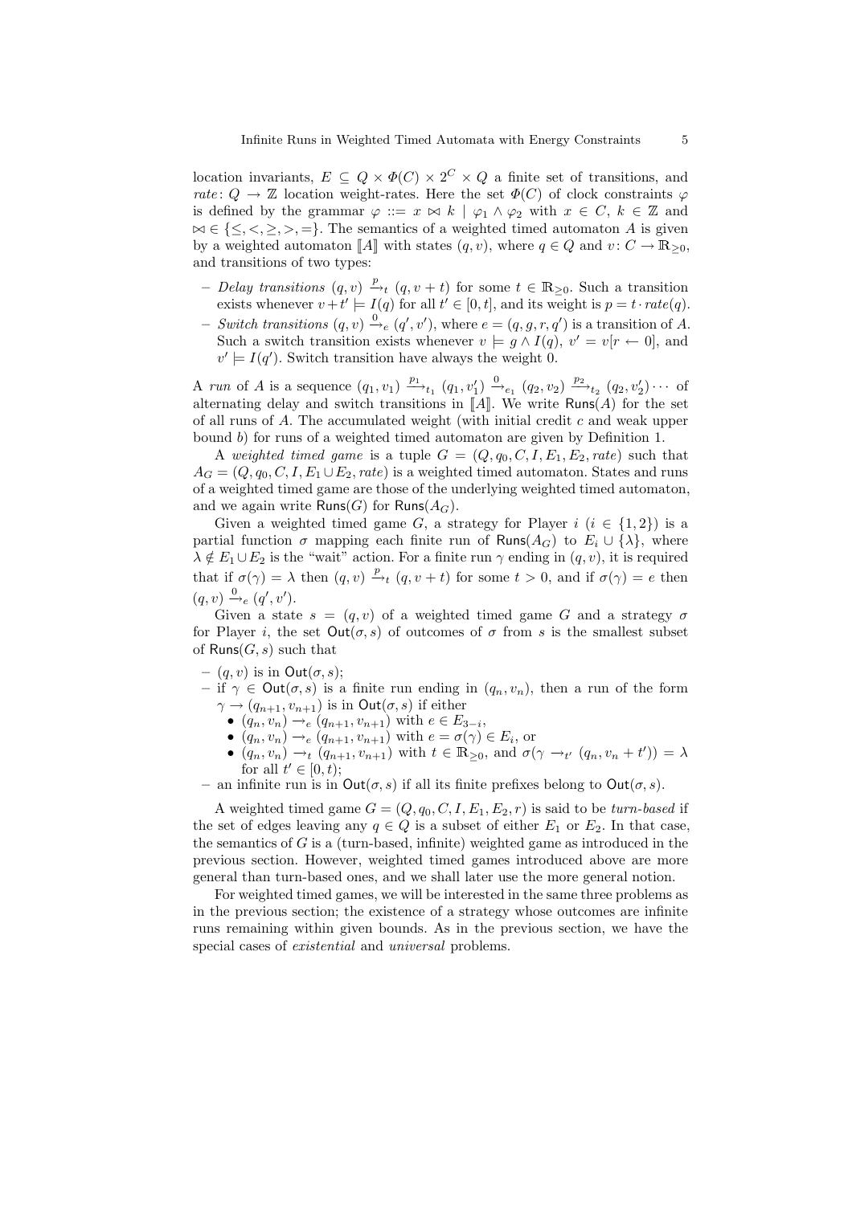location invariants, $E \subseteq Q \times \Phi(C) \times 2^C \times Q$ a finite set of transitions, and $rate\colon Q \to \mathbb{Z}$ location weight-rates. Here the set $\Phi(C)$ of clock constraints $\varphi$ is defined by the grammar $\varphi ::= x \bowtie k \mid \varphi_1 \wedge \varphi_2$ with $x \in C$, $k \in \mathbb{Z}$ and $\bowtie \in \{\leq, <, \geq, >, =\}$. The semantics of a weighted timed automaton $A$ is given by a weighted automaton $[\![A]\!]$ with states $(q, v)$, where $q \in Q$ and $v\colon C \to \mathbb{R}_{\geq 0}$, and transitions of two types:

- *Delay transitions* $(q, v) \xrightarrow{p}_t (q, v + t)$ for some $t \in \mathbb{R}_{\geq 0}$. Such a transition exists whenever $v + t' \models I(q)$ for all $t' \in [0, t]$, and its weight is $p = t \cdot rate(q)$.
- *Switch transitions* $(q, v) \xrightarrow{0}_e (q', v')$, where $e = (q, g, r, q')$ is a transition of $A$. Such a switch transition exists whenever $v \models g \wedge I(q)$, $v' = v[r \leftarrow 0]$, and $v' \models I(q')$. Switch transition have always the weight 0.

A *run* of $A$ is a sequence $(q_1, v_1) \xrightarrow{p_1}_{t_1} (q_1, v_1') \xrightarrow{0}_{e_1} (q_2, v_2) \xrightarrow{p_2}_{t_2} (q_2, v_2') \cdots$ of alternating delay and switch transitions in $[\![A]\!]$. We write $\mathsf{Runs}(A)$ for the set of all runs of $A$. The accumulated weight (with initial credit $c$ and weak upper bound $b$) for runs of a weighted timed automaton are given by Definition 1.

A *weighted timed game* is a tuple $G = (Q, q_0, C, I, E_1, E_2, rate)$ such that $A_G = (Q, q_0, C, I, E_1 \cup E_2, rate)$ is a weighted timed automaton. States and runs of a weighted timed game are those of the underlying weighted timed automaton, and we again write $\mathsf{Runs}(G)$ for $\mathsf{Runs}(A_G)$.

Given a weighted timed game $G$, a strategy for Player $i$ ($i \in \{1, 2\}$) is a partial function $\sigma$ mapping each finite run of $\mathsf{Runs}(A_G)$ to $E_i \cup \{\lambda\}$, where $\lambda \notin E_1 \cup E_2$ is the "wait" action. For a finite run $\gamma$ ending in $(q, v)$, it is required that if $\sigma(\gamma) = \lambda$ then $(q, v) \xrightarrow{p}_t (q, v + t)$ for some $t > 0$, and if $\sigma(\gamma) = e$ then $(q, v) \xrightarrow{0}_e (q', v')$.

Given a state $s = (q, v)$ of a weighted timed game $G$ and a strategy $\sigma$ for Player $i$, the set $\mathsf{Out}(\sigma, s)$ of outcomes of $\sigma$ from $s$ is the smallest subset of $\mathsf{Runs}(G, s)$ such that

- $(q, v)$ is in $\mathsf{Out}(\sigma, s)$;
- if $\gamma \in \mathsf{Out}(\sigma, s)$ is a finite run ending in $(q_n, v_n)$, then a run of the form $\gamma \to (q_{n+1}, v_{n+1})$ is in $\mathsf{Out}(\sigma, s)$ if either
  - $(q_n, v_n) \to_e (q_{n+1}, v_{n+1})$ with $e \in E_{3-i}$,
  - $(q_n, v_n) \to_e (q_{n+1}, v_{n+1})$ with $e = \sigma(\gamma) \in E_i$, or
  - $(q_n, v_n) \to_t (q_{n+1}, v_{n+1})$ with $t \in \mathbb{R}_{\geq 0}$, and $\sigma(\gamma \to_{t'} (q_n, v_n + t')) = \lambda$ for all $t' \in [0, t)$;
- an infinite run is in $\mathsf{Out}(\sigma, s)$ if all its finite prefixes belong to $\mathsf{Out}(\sigma, s)$.

A weighted timed game $G = (Q, q_0, C, I, E_1, E_2, r)$ is said to be *turn-based* if the set of edges leaving any $q \in Q$ is a subset of either $E_1$ or $E_2$. In that case, the semantics of $G$ is a (turn-based, infinite) weighted game as introduced in the previous section. However, weighted timed games introduced above are more general than turn-based ones, and we shall later use the more general notion.

For weighted timed games, we will be interested in the same three problems as in the previous section; the existence of a strategy whose outcomes are infinite runs remaining within given bounds. As in the previous section, we have the special cases of *existential* and *universal* problems.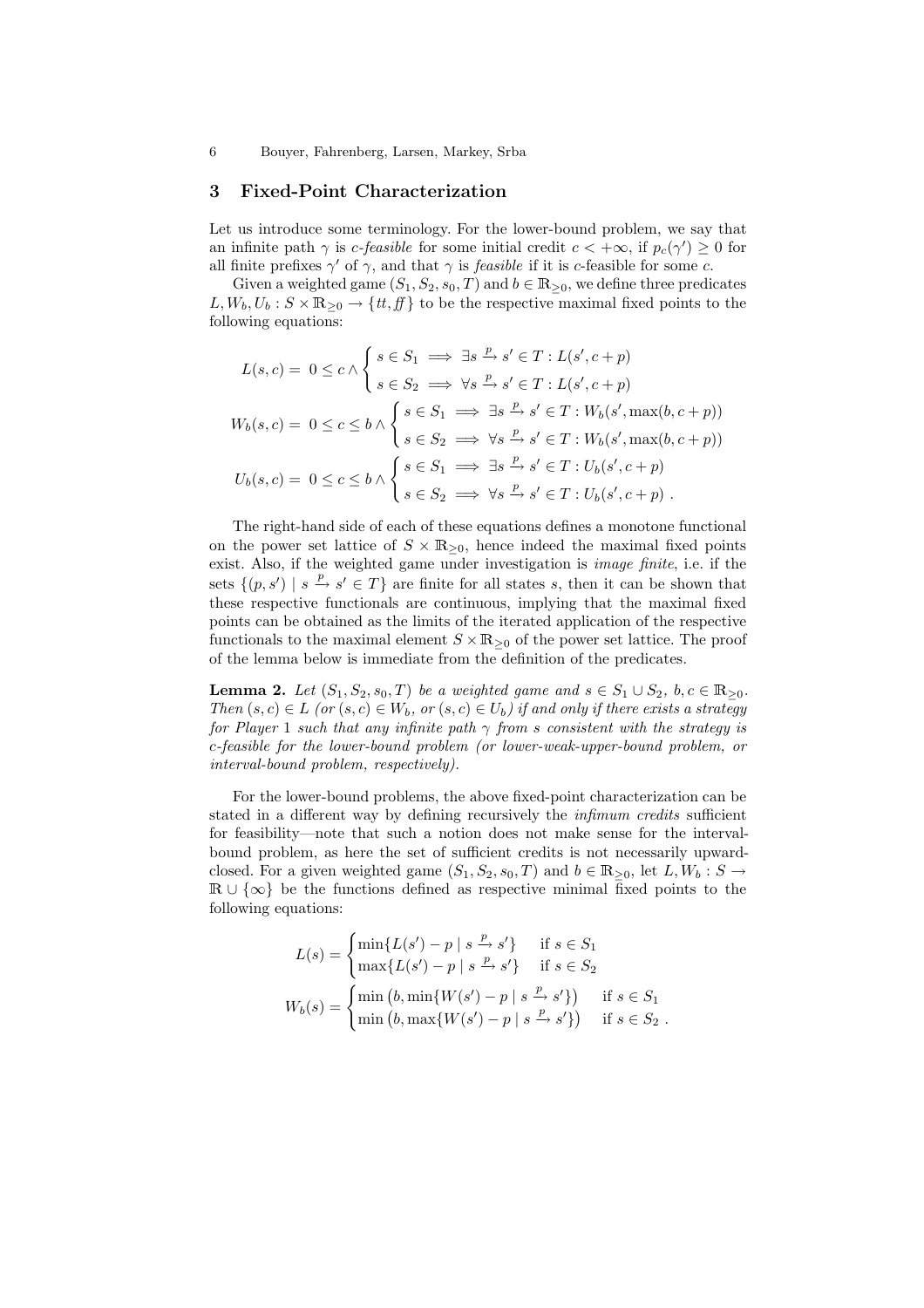## 3 Fixed-Point Characterization

Let us introduce some terminology. For the lower-bound problem, we say that an infinite path $\gamma$ is *c-feasible* for some initial credit $c < +\infty$, if $p_c(\gamma') \geq 0$ for all finite prefixes $\gamma'$ of $\gamma$, and that $\gamma$ is *feasible* if it is $c$-feasible for some $c$.

Given a weighted game $(S_1, S_2, s_0, T)$ and $b \in \mathbb{R}_{\geq 0}$, we define three predicates $L, W_b, U_b : S \times \mathbb{R}_{\geq 0} \to \{tt, ff\}$ to be the respective maximal fixed points to the following equations:

$$L(s,c) = \ 0 \leq c \wedge \begin{cases} s \in S_1 \implies \exists s \xrightarrow{p} s' \in T : L(s', c+p) \\ s \in S_2 \implies \forall s \xrightarrow{p} s' \in T : L(s', c+p) \end{cases}$$

$$W_b(s,c) = \ 0 \leq c \leq b \wedge \begin{cases} s \in S_1 \implies \exists s \xrightarrow{p} s' \in T : W_b(s', \max(b, c+p)) \\ s \in S_2 \implies \forall s \xrightarrow{p} s' \in T : W_b(s', \max(b, c+p)) \end{cases}$$

$$U_b(s,c) = \ 0 \leq c \leq b \wedge \begin{cases} s \in S_1 \implies \exists s \xrightarrow{p} s' \in T : U_b(s', c+p) \\ s \in S_2 \implies \forall s \xrightarrow{p} s' \in T : U_b(s', c+p) \ . \end{cases}$$

The right-hand side of each of these equations defines a monotone functional on the power set lattice of $S \times \mathbb{R}_{\geq 0}$, hence indeed the maximal fixed points exist. Also, if the weighted game under investigation is *image finite*, i.e. if the sets $\{(p, s') \mid s \xrightarrow{p} s' \in T\}$ are finite for all states $s$, then it can be shown that these respective functionals are continuous, implying that the maximal fixed points can be obtained as the limits of the iterated application of the respective functionals to the maximal element $S \times \mathbb{R}_{\geq 0}$ of the power set lattice. The proof of the lemma below is immediate from the definition of the predicates.

**Lemma 2.** *Let $(S_1, S_2, s_0, T)$ be a weighted game and $s \in S_1 \cup S_2$, $b, c \in \mathbb{R}_{\geq 0}$. Then $(s, c) \in L$ (or $(s, c) \in W_b$, or $(s, c) \in U_b$) if and only if there exists a strategy for Player 1 such that any infinite path $\gamma$ from $s$ consistent with the strategy is $c$-feasible for the lower-bound problem (or lower-weak-upper-bound problem, or interval-bound problem, respectively).*

For the lower-bound problems, the above fixed-point characterization can be stated in a different way by defining recursively the *infimum credits* sufficient for feasibility—note that such a notion does not make sense for the interval-bound problem, as here the set of sufficient credits is not necessarily upward-closed. For a given weighted game $(S_1, S_2, s_0, T)$ and $b \in \mathbb{R}_{\geq 0}$, let $L, W_b : S \to \mathbb{R} \cup \{\infty\}$ be the functions defined as respective minimal fixed points to the following equations:

$$L(s) = \begin{cases} \min\{L(s') - p \mid s \xrightarrow{p} s'\} & \text{if } s \in S_1 \\ \max\{L(s') - p \mid s \xrightarrow{p} s'\} & \text{if } s \in S_2 \end{cases}$$

$$W_b(s) = \begin{cases} \min\left(b, \min\{W(s') - p \mid s \xrightarrow{p} s'\}\right) & \text{if } s \in S_1 \\ \min\left(b, \max\{W(s') - p \mid s \xrightarrow{p} s'\}\right) & \text{if } s \in S_2 \ . \end{cases}$$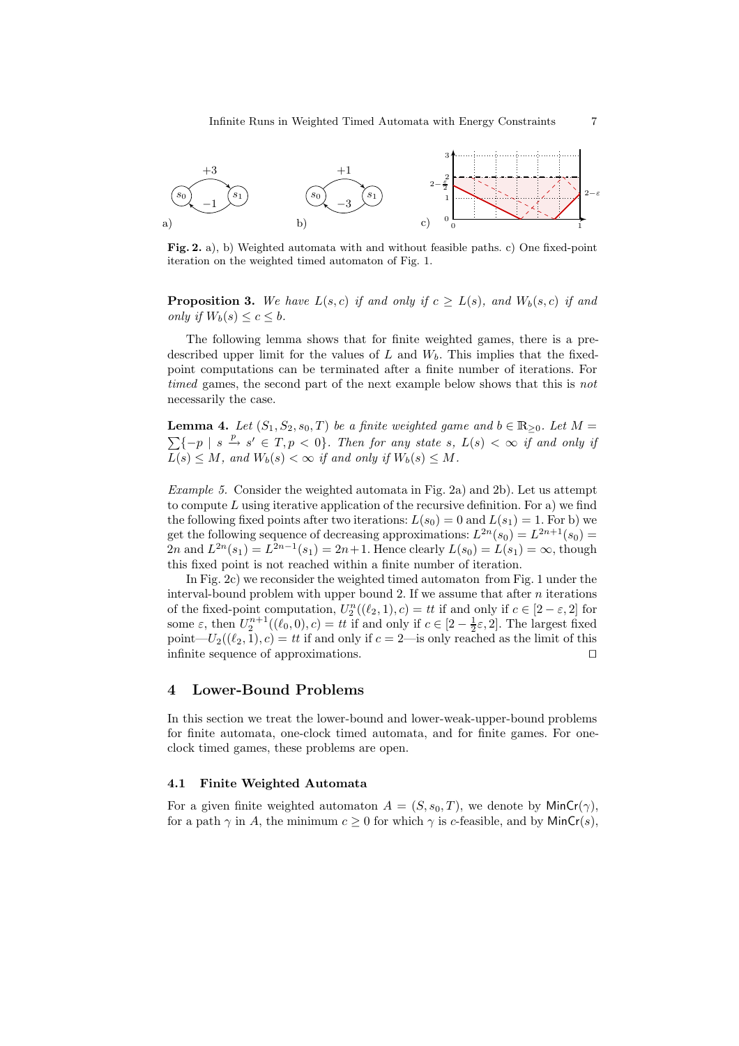**Fig. 2.** a), b) Weighted automata with and without feasible paths. c) One fixed-point iteration on the weighted timed automaton of Fig. 1.

**Proposition 3.** *We have $L(s,c)$ if and only if $c \geq L(s)$, and $W_b(s,c)$ if and only if $W_b(s) \leq c \leq b$.*

The following lemma shows that for finite weighted games, there is a prescribed upper limit for the values of $L$ and $W_b$. This implies that the fixed-point computations can be terminated after a finite number of iterations. For *timed* games, the second part of the next example below shows that this is *not* necessarily the case.

**Lemma 4.** *Let $(S_1, S_2, s_0, T)$ be a finite weighted game and $b \in \mathbb{R}_{\geq 0}$. Let $M = \sum\{-p \mid s \xrightarrow{p} s' \in T, p < 0\}$. Then for any state $s$, $L(s) < \infty$ if and only if $L(s) \leq M$, and $W_b(s) < \infty$ if and only if $W_b(s) \leq M$.*

*Example 5.* Consider the weighted automata in Fig. 2a) and 2b). Let us attempt to compute $L$ using iterative application of the recursive definition. For a) we find the following fixed points after two iterations: $L(s_0) = 0$ and $L(s_1) = 1$. For b) we get the following sequence of decreasing approximations: $L^{2n}(s_0) = L^{2n+1}(s_0) = 2n$ and $L^{2n}(s_1) = L^{2n-1}(s_1) = 2n+1$. Hence clearly $L(s_0) = L(s_1) = \infty$, though this fixed point is not reached within a finite number of iteration.

In Fig. 2c) we reconsider the weighted timed automaton from Fig. 1 under the interval-bound problem with upper bound 2. If we assume that after $n$ iterations of the fixed-point computation, $U_2^n((\ell_2, 1), c) = tt$ if and only if $c \in [2-\varepsilon, 2]$ for some $\varepsilon$, then $U_2^{n+1}((\ell_0, 0), c) = tt$ if and only if $c \in [2 - \frac{1}{2}\varepsilon, 2]$. The largest fixed point—$U_2((\ell_2, 1), c) = tt$ if and only if $c = 2$—is only reached as the limit of this infinite sequence of approximations. ⊓⊔

## 4 Lower-Bound Problems

In this section we treat the lower-bound and lower-weak-upper-bound problems for finite automata, one-clock timed automata, and for finite games. For one-clock timed games, these problems are open.

### 4.1 Finite Weighted Automata

For a given finite weighted automaton $A = (S, s_0, T)$, we denote by $\mathsf{MinCr}(\gamma)$, for a path $\gamma$ in $A$, the minimum $c \geq 0$ for which $\gamma$ is $c$-feasible, and by $\mathsf{MinCr}(s)$,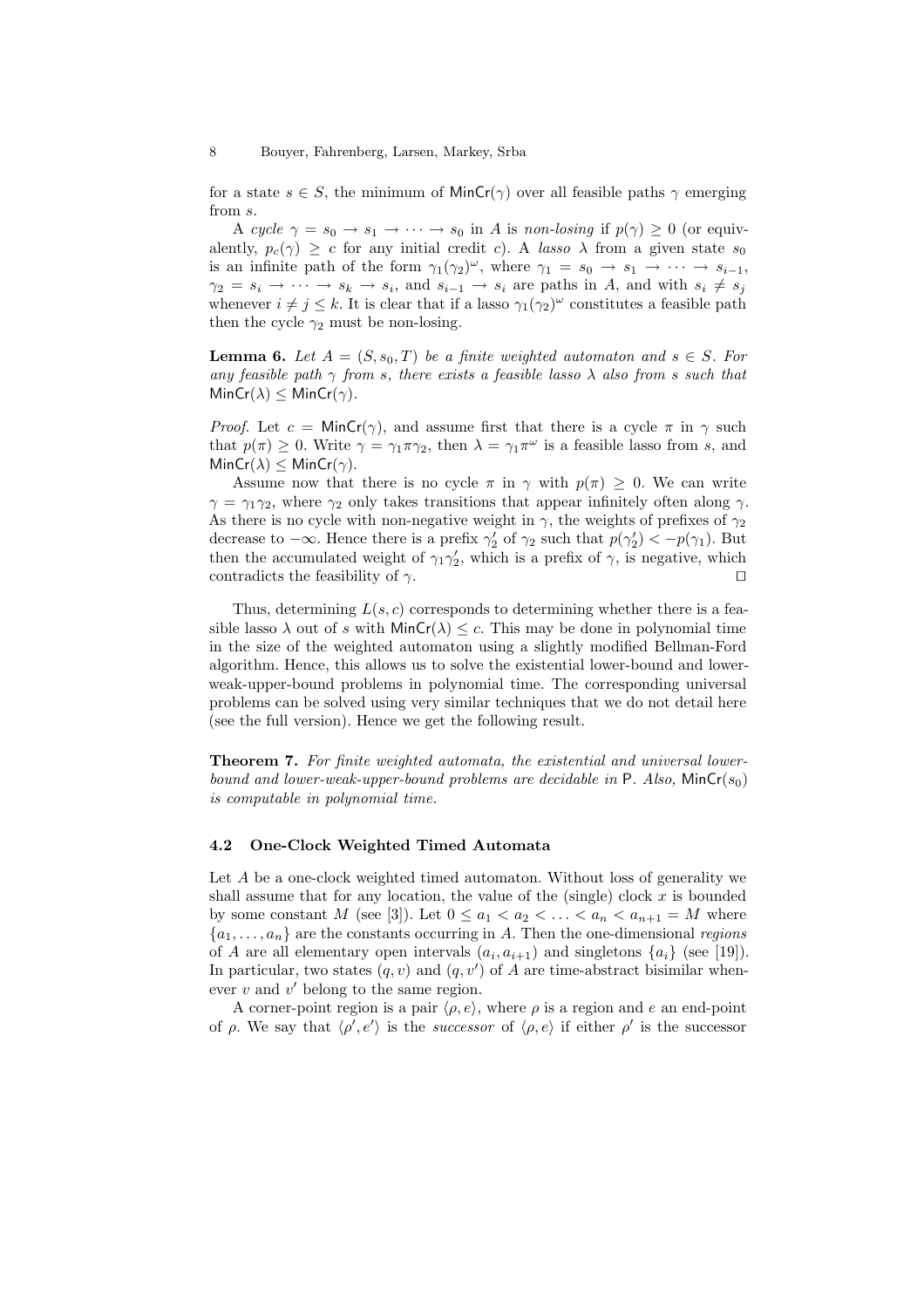for a state $s \in S$, the minimum of $\mathsf{MinCr}(\gamma)$ over all feasible paths $\gamma$ emerging from $s$.

A *cycle* $\gamma = s_0 \to s_1 \to \cdots \to s_0$ in $A$ is *non-losing* if $p(\gamma) \geq 0$ (or equivalently, $p_c(\gamma) \geq c$ for any initial credit $c$). A *lasso* $\lambda$ from a given state $s_0$ is an infinite path of the form $\gamma_1(\gamma_2)^\omega$, where $\gamma_1 = s_0 \to s_1 \to \cdots \to s_{i-1}$, $\gamma_2 = s_i \to \cdots \to s_k \to s_i$, and $s_{i-1} \to s_i$ are paths in $A$, and with $s_i \neq s_j$ whenever $i \neq j \leq k$. It is clear that if a lasso $\gamma_1(\gamma_2)^\omega$ constitutes a feasible path then the cycle $\gamma_2$ must be non-losing.

**Lemma 6.** *Let $A = (S, s_0, T)$ be a finite weighted automaton and $s \in S$. For any feasible path $\gamma$ from $s$, there exists a feasible lasso $\lambda$ also from $s$ such that $\mathsf{MinCr}(\lambda) \leq \mathsf{MinCr}(\gamma)$.*

*Proof.* Let $c = \mathsf{MinCr}(\gamma)$, and assume first that there is a cycle $\pi$ in $\gamma$ such that $p(\pi) \geq 0$. Write $\gamma = \gamma_1 \pi \gamma_2$, then $\lambda = \gamma_1 \pi^\omega$ is a feasible lasso from $s$, and $\mathsf{MinCr}(\lambda) \leq \mathsf{MinCr}(\gamma)$.

Assume now that there is no cycle $\pi$ in $\gamma$ with $p(\pi) \geq 0$. We can write $\gamma = \gamma_1 \gamma_2$, where $\gamma_2$ only takes transitions that appear infinitely often along $\gamma$. As there is no cycle with non-negative weight in $\gamma$, the weights of prefixes of $\gamma_2$ decrease to $-\infty$. Hence there is a prefix $\gamma_2'$ of $\gamma_2$ such that $p(\gamma_2') < -p(\gamma_1)$. But then the accumulated weight of $\gamma_1 \gamma_2'$, which is a prefix of $\gamma$, is negative, which contradicts the feasibility of $\gamma$. $\square$

Thus, determining $L(s, c)$ corresponds to determining whether there is a feasible lasso $\lambda$ out of $s$ with $\mathsf{MinCr}(\lambda) \leq c$. This may be done in polynomial time in the size of the weighted automaton using a slightly modified Bellman-Ford algorithm. Hence, this allows us to solve the existential lower-bound and lower-weak-upper-bound problems in polynomial time. The corresponding universal problems can be solved using very similar techniques that we do not detail here (see the full version). Hence we get the following result.

**Theorem 7.** *For finite weighted automata, the existential and universal lower-bound and lower-weak-upper-bound problems are decidable in* $\mathsf{P}$*. Also,* $\mathsf{MinCr}(s_0)$ *is computable in polynomial time.*

### 4.2 One-Clock Weighted Timed Automata

Let $A$ be a one-clock weighted timed automaton. Without loss of generality we shall assume that for any location, the value of the (single) clock $x$ is bounded by some constant $M$ (see [3]). Let $0 \leq a_1 < a_2 < \ldots < a_n < a_{n+1} = M$ where $\{a_1, \ldots, a_n\}$ are the constants occurring in $A$. Then the one-dimensional *regions* of $A$ are all elementary open intervals $(a_i, a_{i+1})$ and singletons $\{a_i\}$ (see [19]). In particular, two states $(q, v)$ and $(q, v')$ of $A$ are time-abstract bisimilar whenever $v$ and $v'$ belong to the same region.

A corner-point region is a pair $\langle \rho, e \rangle$, where $\rho$ is a region and $e$ an end-point of $\rho$. We say that $\langle \rho', e' \rangle$ is the *successor* of $\langle \rho, e \rangle$ if either $\rho'$ is the successor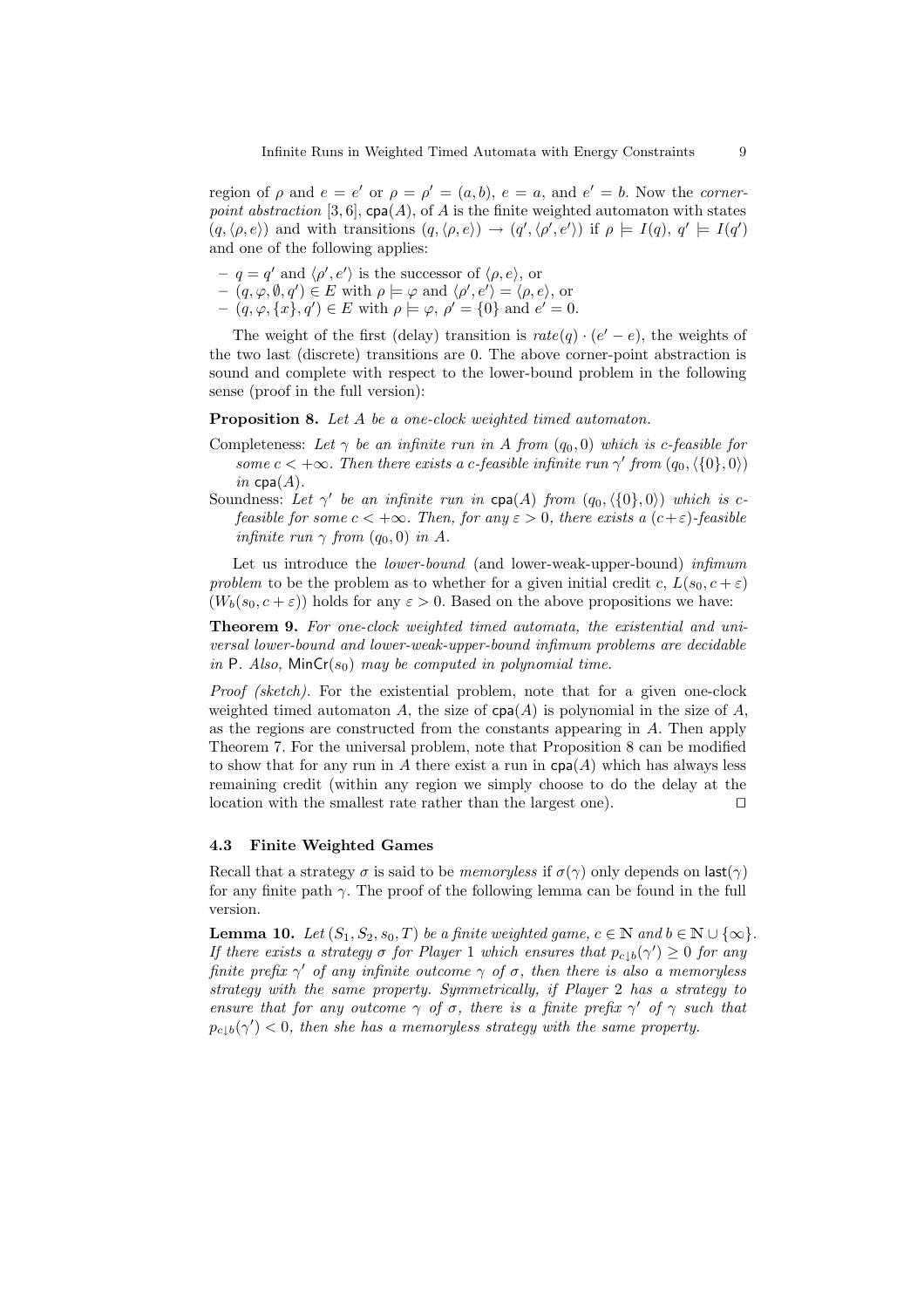region of $\rho$ and $e = e'$ or $\rho = \rho' = (a, b)$, $e = a$, and $e' = b$. Now the *corner-point abstraction* [3, 6], $\mathsf{cpa}(A)$, of $A$ is the finite weighted automaton with states $(q, \langle \rho, e \rangle)$ and with transitions $(q, \langle \rho, e \rangle) \to (q', \langle \rho', e' \rangle)$ if $\rho \models I(q)$, $q' \models I(q')$ and one of the following applies:

- $q = q'$ and $\langle \rho', e' \rangle$ is the successor of $\langle \rho, e \rangle$, or
- $(q, \varphi, \emptyset, q') \in E$ with $\rho \models \varphi$ and $\langle \rho', e' \rangle = \langle \rho, e \rangle$, or
- $(q, \varphi, \{x\}, q') \in E$ with $\rho \models \varphi$, $\rho' = \{0\}$ and $e' = 0$.

The weight of the first (delay) transition is $rate(q) \cdot (e' - e)$, the weights of the two last (discrete) transitions are 0. The above corner-point abstraction is sound and complete with respect to the lower-bound problem in the following sense (proof in the full version):

**Proposition 8.** *Let $A$ be a one-clock weighted timed automaton.*

Completeness: *Let $\gamma$ be an infinite run in $A$ from $(q_0, 0)$ which is $c$-feasible for some $c < +\infty$. Then there exists a $c$-feasible infinite run $\gamma'$ from $(q_0, \langle \{0\}, 0 \rangle)$ in $\mathsf{cpa}(A)$.*

Soundness: *Let $\gamma'$ be an infinite run in $\mathsf{cpa}(A)$ from $(q_0, \langle \{0\}, 0 \rangle)$ which is $c$-feasible for some $c < +\infty$. Then, for any $\varepsilon > 0$, there exists a $(c+\varepsilon)$-feasible infinite run $\gamma$ from $(q_0, 0)$ in $A$.*

Let us introduce the *lower-bound* (and lower-weak-upper-bound) *infimum problem* to be the problem as to whether for a given initial credit $c$, $L(s_0, c + \varepsilon)$ $(W_b(s_0, c + \varepsilon))$ holds for any $\varepsilon > 0$. Based on the above propositions we have:

**Theorem 9.** *For one-clock weighted timed automata, the existential and universal lower-bound and lower-weak-upper-bound infimum problems are decidable in* P*. Also, $\mathsf{MinCr}(s_0)$ may be computed in polynomial time.*

*Proof (sketch).* For the existential problem, note that for a given one-clock weighted timed automaton $A$, the size of $\mathsf{cpa}(A)$ is polynomial in the size of $A$, as the regions are constructed from the constants appearing in $A$. Then apply Theorem 7. For the universal problem, note that Proposition 8 can be modified to show that for any run in $A$ there exist a run in $\mathsf{cpa}(A)$ which has always less remaining credit (within any region we simply choose to do the delay at the location with the smallest rate rather than the largest one). ⊓⊔

### 4.3 Finite Weighted Games

Recall that a strategy $\sigma$ is said to be *memoryless* if $\sigma(\gamma)$ only depends on $\mathsf{last}(\gamma)$ for any finite path $\gamma$. The proof of the following lemma can be found in the full version.

**Lemma 10.** *Let $(S_1, S_2, s_0, T)$ be a finite weighted game, $c \in \mathbb{N}$ and $b \in \mathbb{N} \cup \{\infty\}$. If there exists a strategy $\sigma$ for Player 1 which ensures that $p_{c\downarrow b}(\gamma') \geq 0$ for any finite prefix $\gamma'$ of any infinite outcome $\gamma$ of $\sigma$, then there is also a memoryless strategy with the same property. Symmetrically, if Player 2 has a strategy to ensure that for any outcome $\gamma$ of $\sigma$, there is a finite prefix $\gamma'$ of $\gamma$ such that $p_{c\downarrow b}(\gamma') < 0$, then she has a memoryless strategy with the same property.*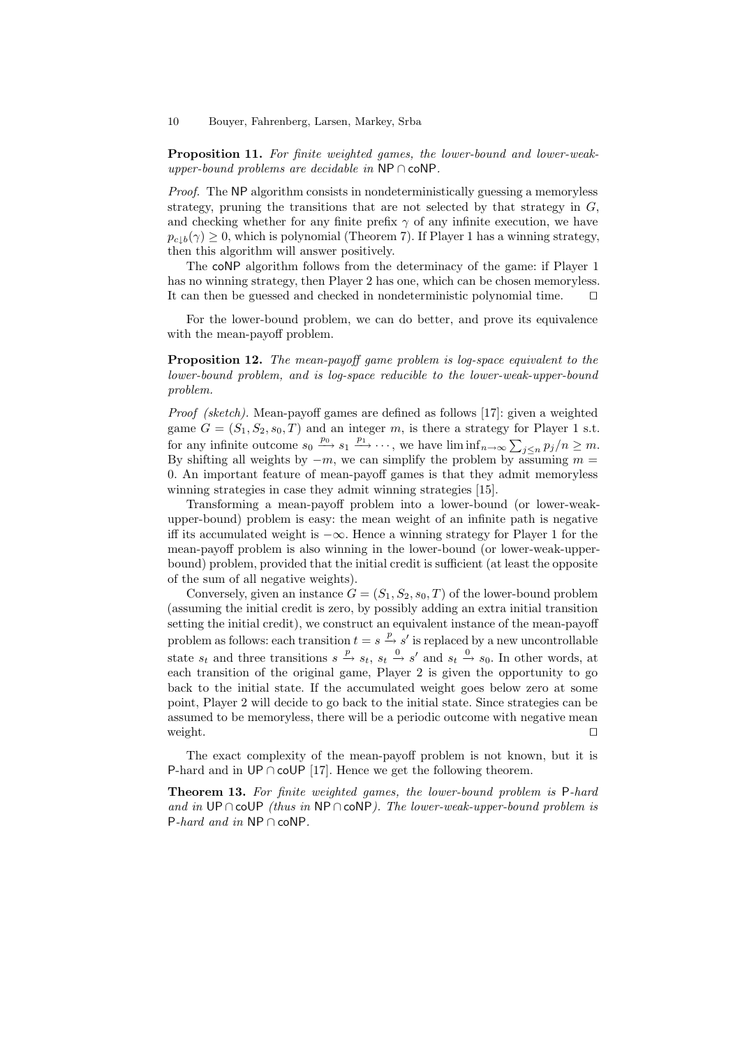**Proposition 11.** *For finite weighted games, the lower-bound and lower-weak-upper-bound problems are decidable in* NP ∩ coNP*.*

*Proof.* The NP algorithm consists in nondeterministically guessing a memoryless strategy, pruning the transitions that are not selected by that strategy in $G$, and checking whether for any finite prefix $\gamma$ of any infinite execution, we have $p_{c\downarrow b}(\gamma) \geq 0$, which is polynomial (Theorem 7). If Player 1 has a winning strategy, then this algorithm will answer positively.

The coNP algorithm follows from the determinacy of the game: if Player 1 has no winning strategy, then Player 2 has one, which can be chosen memoryless. It can then be guessed and checked in nondeterministic polynomial time. ◻

For the lower-bound problem, we can do better, and prove its equivalence with the mean-payoff problem.

**Proposition 12.** *The mean-payoff game problem is log-space equivalent to the lower-bound problem, and is log-space reducible to the lower-weak-upper-bound problem.*

*Proof (sketch).* Mean-payoff games are defined as follows [17]: given a weighted game $G = (S_1, S_2, s_0, T)$ and an integer $m$, is there a strategy for Player 1 s.t. for any infinite outcome $s_0 \xrightarrow{p_0} s_1 \xrightarrow{p_1} \cdots$, we have $\liminf_{n\to\infty} \sum_{j\leq n} p_j/n \geq m$. By shifting all weights by $-m$, we can simplify the problem by assuming $m = 0$. An important feature of mean-payoff games is that they admit memoryless winning strategies in case they admit winning strategies [15].

Transforming a mean-payoff problem into a lower-bound (or lower-weak-upper-bound) problem is easy: the mean weight of an infinite path is negative iff its accumulated weight is $-\infty$. Hence a winning strategy for Player 1 for the mean-payoff problem is also winning in the lower-bound (or lower-weak-upper-bound) problem, provided that the initial credit is sufficient (at least the opposite of the sum of all negative weights).

Conversely, given an instance $G = (S_1, S_2, s_0, T)$ of the lower-bound problem (assuming the initial credit is zero, by possibly adding an extra initial transition setting the initial credit), we construct an equivalent instance of the mean-payoff problem as follows: each transition $t = s \xrightarrow{p} s'$ is replaced by a new uncontrollable state $s_t$ and three transitions $s \xrightarrow{p} s_t$, $s_t \xrightarrow{0} s'$ and $s_t \xrightarrow{0} s_0$. In other words, at each transition of the original game, Player 2 is given the opportunity to go back to the initial state. If the accumulated weight goes below zero at some point, Player 2 will decide to go back to the initial state. Since strategies can be assumed to be memoryless, there will be a periodic outcome with negative mean weight. ◻

The exact complexity of the mean-payoff problem is not known, but it is P-hard and in UP ∩ coUP [17]. Hence we get the following theorem.

**Theorem 13.** *For finite weighted games, the lower-bound problem is* P*-hard and in* UP ∩ coUP *(thus in* NP ∩ coNP*). The lower-weak-upper-bound problem is* P*-hard and in* NP ∩ coNP*.*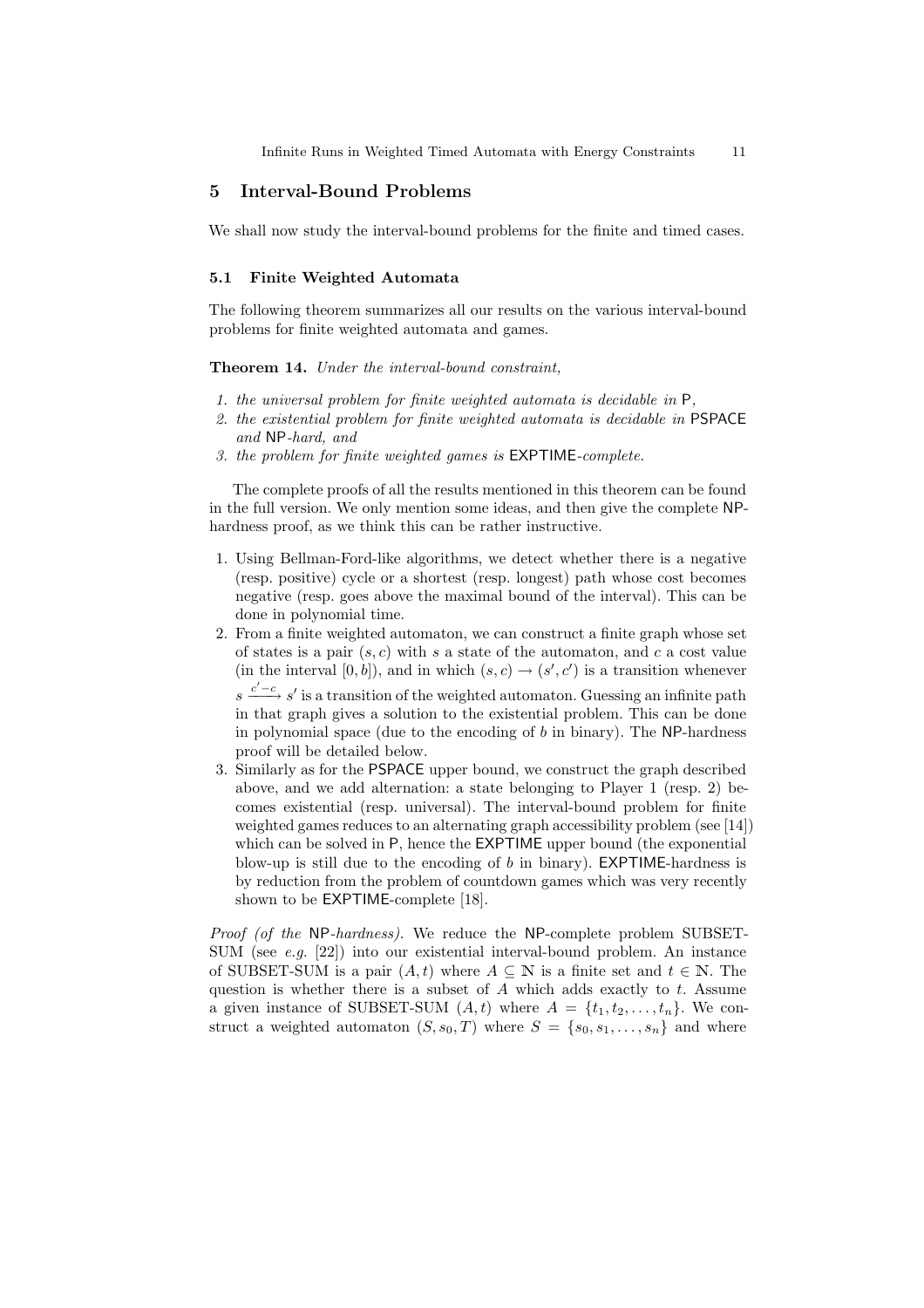## 5 Interval-Bound Problems

We shall now study the interval-bound problems for the finite and timed cases.

### 5.1 Finite Weighted Automata

The following theorem summarizes all our results on the various interval-bound problems for finite weighted automata and games.

**Theorem 14.** *Under the interval-bound constraint,*

1. *the universal problem for finite weighted automata is decidable in* P*,*
2. *the existential problem for finite weighted automata is decidable in* PSPACE *and* NP*-hard, and*
3. *the problem for finite weighted games is* EXPTIME*-complete.*

The complete proofs of all the results mentioned in this theorem can be found in the full version. We only mention some ideas, and then give the complete NP-hardness proof, as we think this can be rather instructive.

1. Using Bellman-Ford-like algorithms, we detect whether there is a negative (resp. positive) cycle or a shortest (resp. longest) path whose cost becomes negative (resp. goes above the maximal bound of the interval). This can be done in polynomial time.
2. From a finite weighted automaton, we can construct a finite graph whose set of states is a pair $(s, c)$ with $s$ a state of the automaton, and $c$ a cost value (in the interval $[0, b]$), and in which $(s, c) \to (s', c')$ is a transition whenever $s \xrightarrow{c'-c} s'$ is a transition of the weighted automaton. Guessing an infinite path in that graph gives a solution to the existential problem. This can be done in polynomial space (due to the encoding of $b$ in binary). The NP-hardness proof will be detailed below.
3. Similarly as for the PSPACE upper bound, we construct the graph described above, and we add alternation: a state belonging to Player 1 (resp. 2) becomes existential (resp. universal). The interval-bound problem for finite weighted games reduces to an alternating graph accessibility problem (see [14]) which can be solved in P, hence the EXPTIME upper bound (the exponential blow-up is still due to the encoding of $b$ in binary). EXPTIME-hardness is by reduction from the problem of countdown games which was very recently shown to be EXPTIME-complete [18].

*Proof (of the* NP*-hardness).* We reduce the NP-complete problem SUBSET-SUM (see *e.g.* [22]) into our existential interval-bound problem. An instance of SUBSET-SUM is a pair $(A, t)$ where $A \subseteq \mathbb{N}$ is a finite set and $t \in \mathbb{N}$. The question is whether there is a subset of $A$ which adds exactly to $t$. Assume a given instance of SUBSET-SUM $(A, t)$ where $A = \{t_1, t_2, \ldots, t_n\}$. We construct a weighted automaton $(S, s_0, T)$ where $S = \{s_0, s_1, \ldots, s_n\}$ and where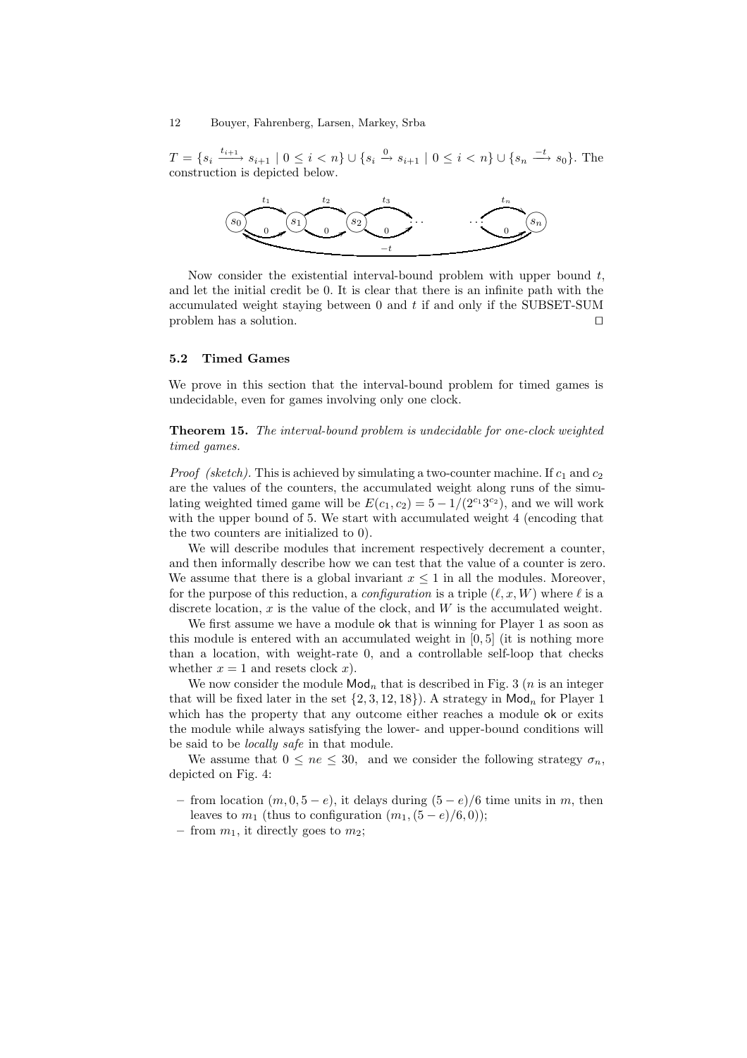$T = \{s_i \xrightarrow{t_{i+1}} s_{i+1} \mid 0 \leq i < n\} \cup \{s_i \xrightarrow{0} s_{i+1} \mid 0 \leq i < n\} \cup \{s_n \xrightarrow{-t} s_0\}$. The construction is depicted below.

Now consider the existential interval-bound problem with upper bound $t$, and let the initial credit be 0. It is clear that there is an infinite path with the accumulated weight staying between 0 and $t$ if and only if the SUBSET-SUM problem has a solution. ☐

### 5.2 Timed Games

We prove in this section that the interval-bound problem for timed games is undecidable, even for games involving only one clock.

**Theorem 15.** *The interval-bound problem is undecidable for one-clock weighted timed games.*

*Proof (sketch).* This is achieved by simulating a two-counter machine. If $c_1$ and $c_2$ are the values of the counters, the accumulated weight along runs of the simulating weighted timed game will be $E(c_1, c_2) = 5 - 1/(2^{c_1}3^{c_2})$, and we will work with the upper bound of 5. We start with accumulated weight 4 (encoding that the two counters are initialized to 0).

We will describe modules that increment respectively decrement a counter, and then informally describe how we can test that the value of a counter is zero. We assume that there is a global invariant $x \leq 1$ in all the modules. Moreover, for the purpose of this reduction, a *configuration* is a triple $(\ell, x, W)$ where $\ell$ is a discrete location, $x$ is the value of the clock, and $W$ is the accumulated weight.

We first assume we have a module ok that is winning for Player 1 as soon as this module is entered with an accumulated weight in $[0, 5]$ (it is nothing more than a location, with weight-rate 0, and a controllable self-loop that checks whether $x = 1$ and resets clock $x$).

We now consider the module $\mathsf{Mod}_n$ that is described in Fig. 3 ($n$ is an integer that will be fixed later in the set $\{2, 3, 12, 18\}$). A strategy in $\mathsf{Mod}_n$ for Player 1 which has the property that any outcome either reaches a module ok or exits the module while always satisfying the lower- and upper-bound conditions will be said to be *locally safe* in that module.

We assume that $0 \leq ne \leq 30$, and we consider the following strategy $\sigma_n$, depicted on Fig. 4:

- from location $(m, 0, 5 - e)$, it delays during $(5 - e)/6$ time units in $m$, then leaves to $m_1$ (thus to configuration $(m_1, (5 - e)/6, 0)$);
- from $m_1$, it directly goes to $m_2$;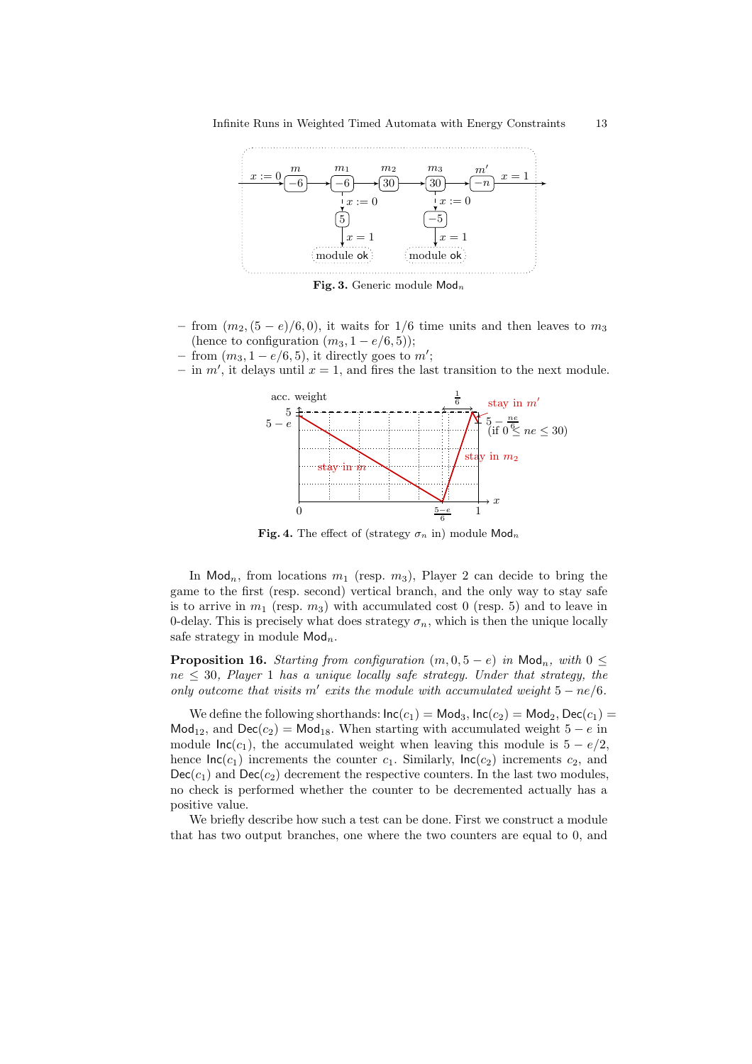**Fig. 3.** Generic module $\mathsf{Mod}_n$

- from $(m_2, (5-e)/6, 0)$, it waits for $1/6$ time units and then leaves to $m_3$ (hence to configuration $(m_3, 1-e/6, 5)$);
- from $(m_3, 1-e/6, 5)$, it directly goes to $m'$;
- in $m'$, it delays until $x = 1$, and fires the last transition to the next module.

**Fig. 4.** The effect of (strategy $\sigma_n$ in) module $\mathsf{Mod}_n$

In $\mathsf{Mod}_n$, from locations $m_1$ (resp. $m_3$), Player 2 can decide to bring the game to the first (resp. second) vertical branch, and the only way to stay safe is to arrive in $m_1$ (resp. $m_3$) with accumulated cost 0 (resp. 5) and to leave in 0-delay. This is precisely what does strategy $\sigma_n$, which is then the unique locally safe strategy in module $\mathsf{Mod}_n$.

**Proposition 16.** *Starting from configuration $(m, 0, 5-e)$ in $\mathsf{Mod}_n$, with $0 \leq ne \leq 30$, Player 1 has a unique locally safe strategy. Under that strategy, the only outcome that visits $m'$ exits the module with accumulated weight $5 - ne/6$.*

We define the following shorthands: $\mathsf{Inc}(c_1) = \mathsf{Mod}_3$, $\mathsf{Inc}(c_2) = \mathsf{Mod}_2$, $\mathsf{Dec}(c_1) = \mathsf{Mod}_{12}$, and $\mathsf{Dec}(c_2) = \mathsf{Mod}_{18}$. When starting with accumulated weight $5 - e$ in module $\mathsf{Inc}(c_1)$, the accumulated weight when leaving this module is $5 - e/2$, hence $\mathsf{Inc}(c_1)$ increments the counter $c_1$. Similarly, $\mathsf{Inc}(c_2)$ increments $c_2$, and $\mathsf{Dec}(c_1)$ and $\mathsf{Dec}(c_2)$ decrement the respective counters. In the last two modules, no check is performed whether the counter to be decremented actually has a positive value.

We briefly describe how such a test can be done. First we construct a module that has two output branches, one where the two counters are equal to 0, and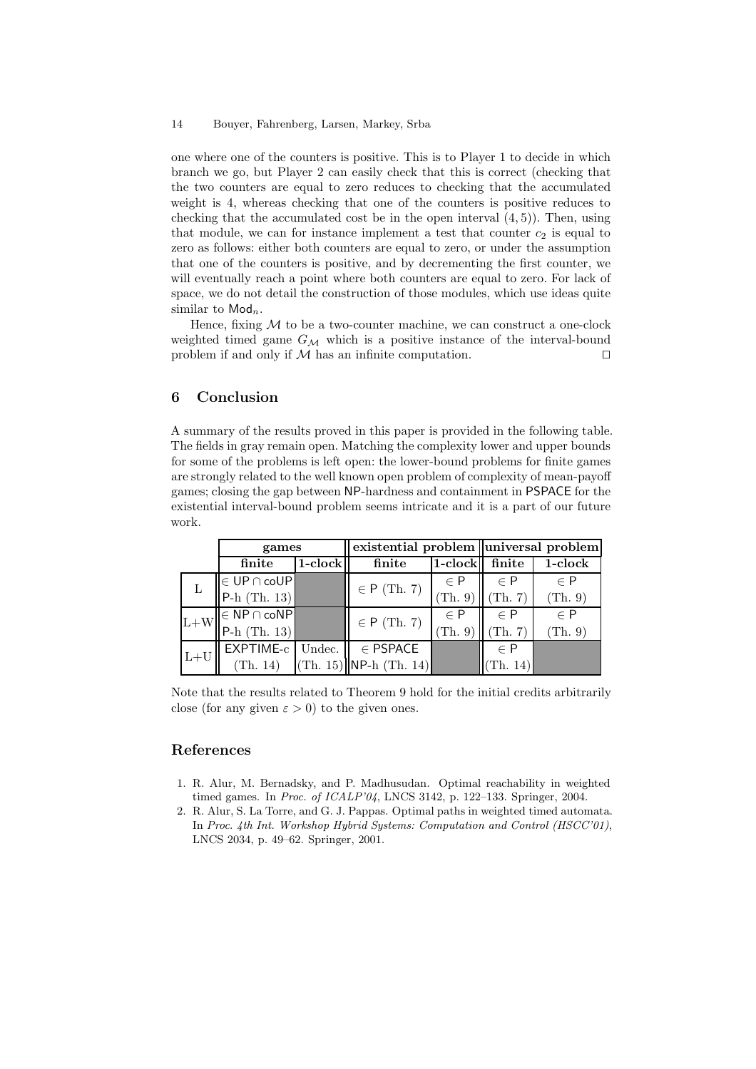one where one of the counters is positive. This is to Player 1 to decide in which branch we go, but Player 2 can easily check that this is correct (checking that the two counters are equal to zero reduces to checking that the accumulated weight is 4, whereas checking that one of the counters is positive reduces to checking that the accumulated cost be in the open interval $(4, 5)$). Then, using that module, we can for instance implement a test that counter $c_2$ is equal to zero as follows: either both counters are equal to zero, or under the assumption that one of the counters is positive, and by decrementing the first counter, we will eventually reach a point where both counters are equal to zero. For lack of space, we do not detail the construction of those modules, which use ideas quite similar to $\mathsf{Mod}_n$.

Hence, fixing $\mathcal{M}$ to be a two-counter machine, we can construct a one-clock weighted timed game $G_{\mathcal{M}}$ which is a positive instance of the interval-bound problem if and only if $\mathcal{M}$ has an infinite computation. $\square$

## 6 Conclusion

A summary of the results proved in this paper is provided in the following table. The fields in gray remain open. Matching the complexity lower and upper bounds for some of the problems is left open: the lower-bound problems for finite games are strongly related to the well known open problem of complexity of mean-payoff games; closing the gap between NP-hardness and containment in PSPACE for the existential interval-bound problem seems intricate and it is a part of our future work.

| | **games** | | **existential problem** | | **universal problem** | |
|---|---|---|---|---|---|---|
| | **finite** | **1-clock** | **finite** | **1-clock** | **finite** | **1-clock** |
| L | $\in$ UP $\cap$ coUP P-h (Th. 13) | | $\in$ P (Th. 7) | $\in$ P (Th. 9) | $\in$ P (Th. 7) | $\in$ P (Th. 9) |
| L+W | $\in$ NP $\cap$ coNP P-h (Th. 13) | | $\in$ P (Th. 7) | $\in$ P (Th. 9) | $\in$ P (Th. 7) | $\in$ P (Th. 9) |
| L+U | EXPTIME-c (Th. 14) | Undec. (Th. 15) | $\in$ PSPACE NP-h (Th. 14) | | $\in$ P (Th. 14) | |

Note that the results related to Theorem 9 hold for the initial credits arbitrarily close (for any given $\varepsilon > 0$) to the given ones.

## References

1. R. Alur, M. Bernadsky, and P. Madhusudan. Optimal reachability in weighted timed games. In *Proc. of ICALP'04*, LNCS 3142, p. 122–133. Springer, 2004.
2. R. Alur, S. La Torre, and G. J. Pappas. Optimal paths in weighted timed automata. In *Proc. 4th Int. Workshop Hybrid Systems: Computation and Control (HSCC'01)*, LNCS 2034, p. 49–62. Springer, 2001.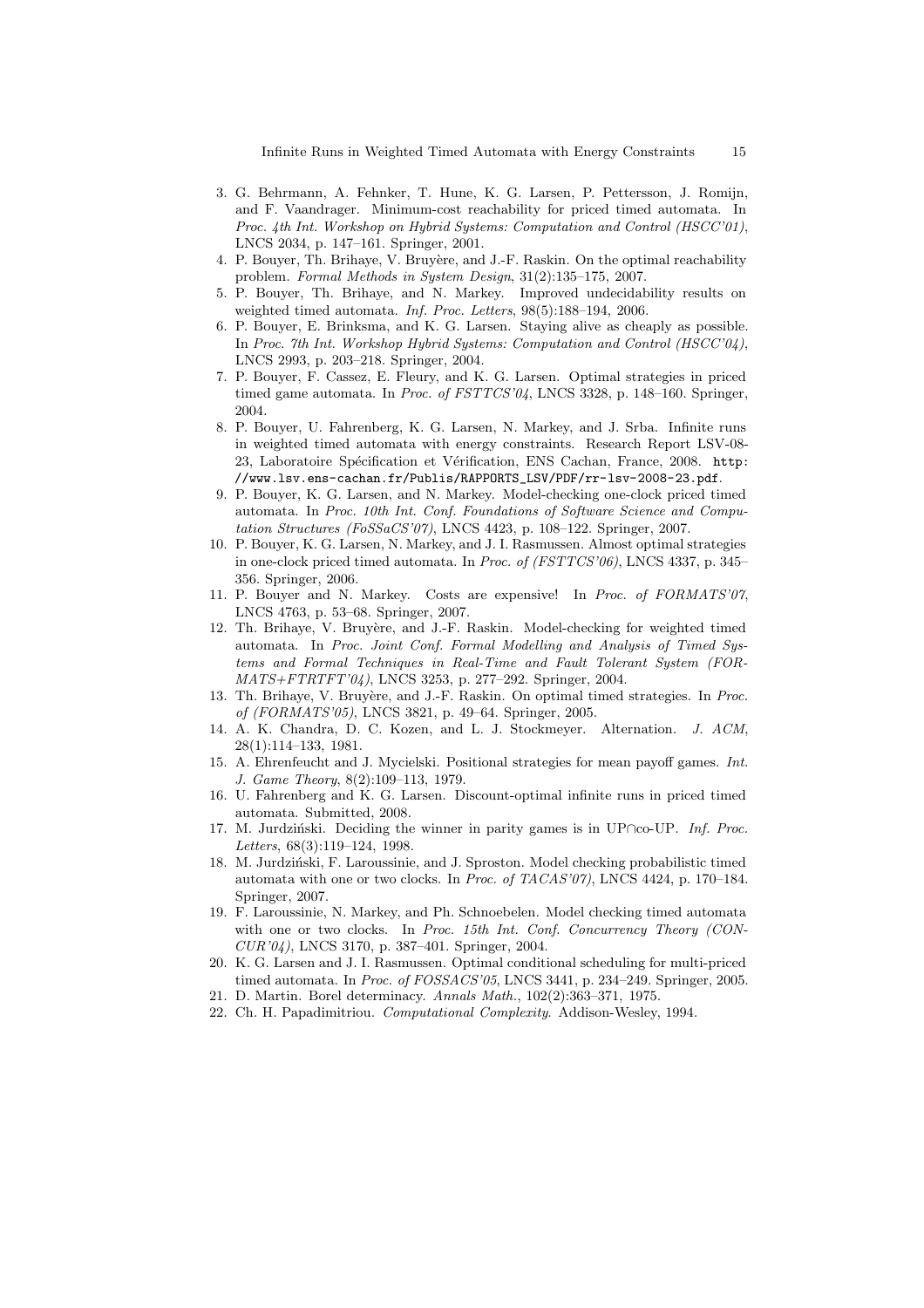3. G. Behrmann, A. Fehnker, T. Hune, K. G. Larsen, P. Pettersson, J. Romijn, and F. Vaandrager. Minimum-cost reachability for priced timed automata. In *Proc. 4th Int. Workshop on Hybrid Systems: Computation and Control (HSCC'01)*, LNCS 2034, p. 147–161. Springer, 2001.
4. P. Bouyer, Th. Brihaye, V. Bruyère, and J.-F. Raskin. On the optimal reachability problem. *Formal Methods in System Design*, 31(2):135–175, 2007.
5. P. Bouyer, Th. Brihaye, and N. Markey. Improved undecidability results on weighted timed automata. *Inf. Proc. Letters*, 98(5):188–194, 2006.
6. P. Bouyer, E. Brinksma, and K. G. Larsen. Staying alive as cheaply as possible. In *Proc. 7th Int. Workshop Hybrid Systems: Computation and Control (HSCC'04)*, LNCS 2993, p. 203–218. Springer, 2004.
7. P. Bouyer, F. Cassez, E. Fleury, and K. G. Larsen. Optimal strategies in priced timed game automata. In *Proc. of FSTTCS'04*, LNCS 3328, p. 148–160. Springer, 2004.
8. P. Bouyer, U. Fahrenberg, K. G. Larsen, N. Markey, and J. Srba. Infinite runs in weighted timed automata with energy constraints. Research Report LSV-08-23, Laboratoire Spécification et Vérification, ENS Cachan, France, 2008. `http://www.lsv.ens-cachan.fr/Publis/RAPPORTS_LSV/PDF/rr-lsv-2008-23.pdf`.
9. P. Bouyer, K. G. Larsen, and N. Markey. Model-checking one-clock priced timed automata. In *Proc. 10th Int. Conf. Foundations of Software Science and Computation Structures (FoSSaCS'07)*, LNCS 4423, p. 108–122. Springer, 2007.
10. P. Bouyer, K. G. Larsen, N. Markey, and J. I. Rasmussen. Almost optimal strategies in one-clock priced timed automata. In *Proc. of (FSTTCS'06)*, LNCS 4337, p. 345–356. Springer, 2006.
11. P. Bouyer and N. Markey. Costs are expensive! In *Proc. of FORMATS'07*, LNCS 4763, p. 53–68. Springer, 2007.
12. Th. Brihaye, V. Bruyère, and J.-F. Raskin. Model-checking for weighted timed automata. In *Proc. Joint Conf. Formal Modelling and Analysis of Timed Systems and Formal Techniques in Real-Time and Fault Tolerant System (FORMATS+FTRTFT'04)*, LNCS 3253, p. 277–292. Springer, 2004.
13. Th. Brihaye, V. Bruyère, and J.-F. Raskin. On optimal timed strategies. In *Proc. of (FORMATS'05)*, LNCS 3821, p. 49–64. Springer, 2005.
14. A. K. Chandra, D. C. Kozen, and L. J. Stockmeyer. Alternation. *J. ACM*, 28(1):114–133, 1981.
15. A. Ehrenfeucht and J. Mycielski. Positional strategies for mean payoff games. *Int. J. Game Theory*, 8(2):109–113, 1979.
16. U. Fahrenberg and K. G. Larsen. Discount-optimal infinite runs in priced timed automata. Submitted, 2008.
17. M. Jurdziński. Deciding the winner in parity games is in UP∩co-UP. *Inf. Proc. Letters*, 68(3):119–124, 1998.
18. M. Jurdziński, F. Laroussinie, and J. Sproston. Model checking probabilistic timed automata with one or two clocks. In *Proc. of TACAS'07)*, LNCS 4424, p. 170–184. Springer, 2007.
19. F. Laroussinie, N. Markey, and Ph. Schnoebelen. Model checking timed automata with one or two clocks. In *Proc. 15th Int. Conf. Concurrency Theory (CONCUR'04)*, LNCS 3170, p. 387–401. Springer, 2004.
20. K. G. Larsen and J. I. Rasmussen. Optimal conditional scheduling for multi-priced timed automata. In *Proc. of FOSSACS'05*, LNCS 3441, p. 234–249. Springer, 2005.
21. D. Martin. Borel determinacy. *Annals Math.*, 102(2):363–371, 1975.
22. Ch. H. Papadimitriou. *Computational Complexity*. Addison-Wesley, 1994.